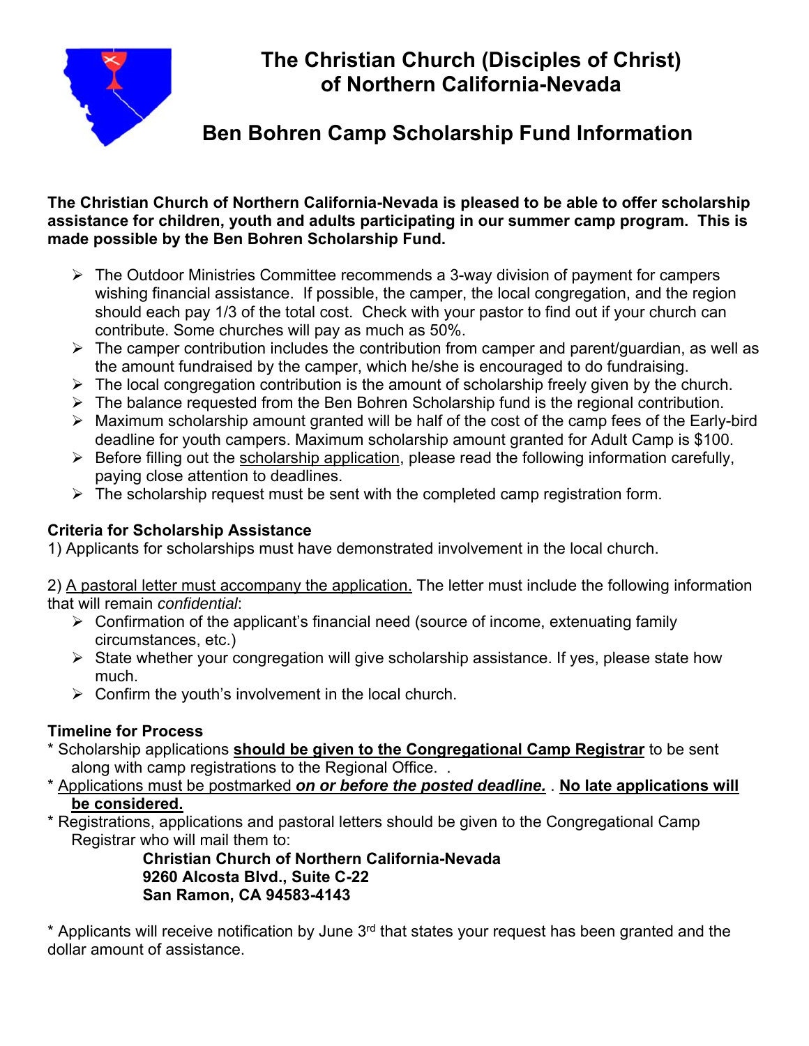# The Christian Church (Disciples of Christ) of Northern California-Nevada

## Ben Bohren Camp Scholarship Fund Information

**The Christian Church of Northern California-Nevada is pleased to be able to offer scholarship assistance for children, youth and adults participating in our summer camp program. This is made possible by the Ben Bohren Scholarship Fund.**

- The Outdoor Ministries Committee recommends a 3-way division of payment for campers wishing financial assistance. If possible, the camper, the local congregation, and the region should each pay 1/3 of the total cost. Check with your pastor to find out if your church can contribute. Some churches will pay as much as 50%.
- The camper contribution includes the contribution from camper and parent/guardian, as well as the amount fundraised by the camper, which he/she is encouraged to do fundraising.
- The local congregation contribution is the amount of scholarship freely given by the church.
- The balance requested from the Ben Bohren Scholarship fund is the regional contribution.
- Maximum scholarship amount granted will be half of the cost of the camp fees of the Early-bird deadline for youth campers. Maximum scholarship amount granted for Adult Camp is $100.
- Before filling out the scholarship application, please read the following information carefully, paying close attention to deadlines.
- The scholarship request must be sent with the completed camp registration form.

### Criteria for Scholarship Assistance

1) Applicants for scholarships must have demonstrated involvement in the local church.

2) A pastoral letter must accompany the application. The letter must include the following information that will remain *confidential*:

- Confirmation of the applicant's financial need (source of income, extenuating family circumstances, etc.)
- State whether your congregation will give scholarship assistance. If yes, please state how much.
- Confirm the youth's involvement in the local church.

### Timeline for Process

* Scholarship applications **should be given to the Congregational Camp Registrar** to be sent along with camp registrations to the Regional Office. .
* Applications must be postmarked ***on or before the posted deadline.*** . **No late applications will be considered.**
* Registrations, applications and pastoral letters should be given to the Congregational Camp Registrar who will mail them to:

**Christian Church of Northern California-Nevada**
**9260 Alcosta Blvd., Suite C-22**
**San Ramon, CA 94583-4143**

* Applicants will receive notification by June 3rd that states your request has been granted and the dollar amount of assistance.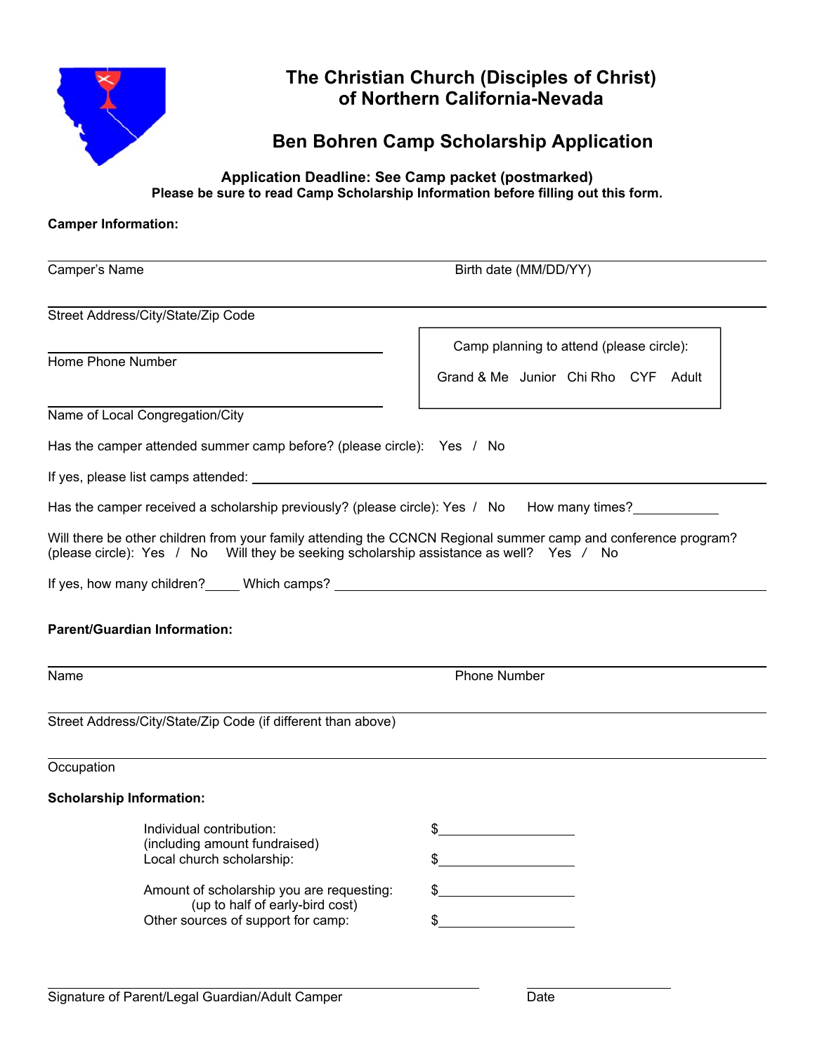# The Christian Church (Disciples of Christ) of Northern California-Nevada

## Ben Bohren Camp Scholarship Application

**Application Deadline: See Camp packet (postmarked)**
**Please be sure to read Camp Scholarship Information before filling out this form.**

**Camper Information:**

Camper's Name ______________________ Birth date (MM/DD/YY) ______________________

Street Address/City/State/Zip Code ______________________

Home Phone Number ______________________

Camp planning to attend (please circle):

Grand & Me Junior Chi Rho CYF Adult

Name of Local Congregation/City ______________________

Has the camper attended summer camp before? (please circle): Yes / No

If yes, please list camps attended: ______________________

Has the camper received a scholarship previously? (please circle): Yes / No How many times?__________

Will there be other children from your family attending the CCNCN Regional summer camp and conference program? (please circle): Yes / No Will they be seeking scholarship assistance as well? Yes / No

If yes, how many children?_____ Which camps? ______________________

**Parent/Guardian Information:**

Name ______________________ Phone Number ______________________

Street Address/City/State/Zip Code (if different than above) ______________________

Occupation ______________________

**Scholarship Information:**

Individual contribution: (including amount fundraised) $__________

Local church scholarship: $__________

Amount of scholarship you are requesting: (up to half of early-bird cost) $__________

Other sources of support for camp: $__________

______________________ ______________
Signature of Parent/Legal Guardian/Adult Camper Date